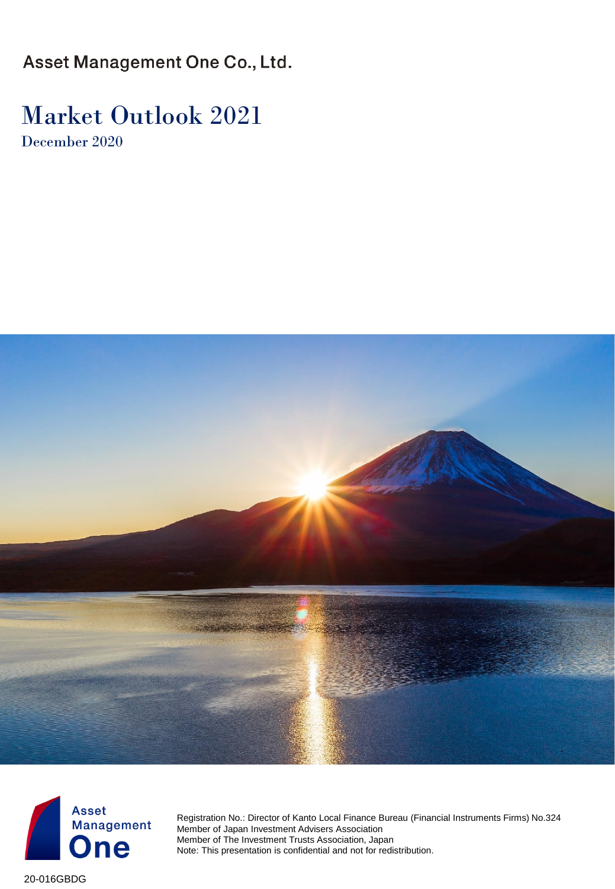Asset Management One Co., Ltd.

# Market Outlook 2021

December 2020

Asset Management One

Registration No.: Director of Kanto Local Finance Bureau (Financial Instruments Firms) No.324
Member of Japan Investment Advisers Association
Member of The Investment Trusts Association, Japan
Note: This presentation is confidential and not for redistribution.

20-016GBDG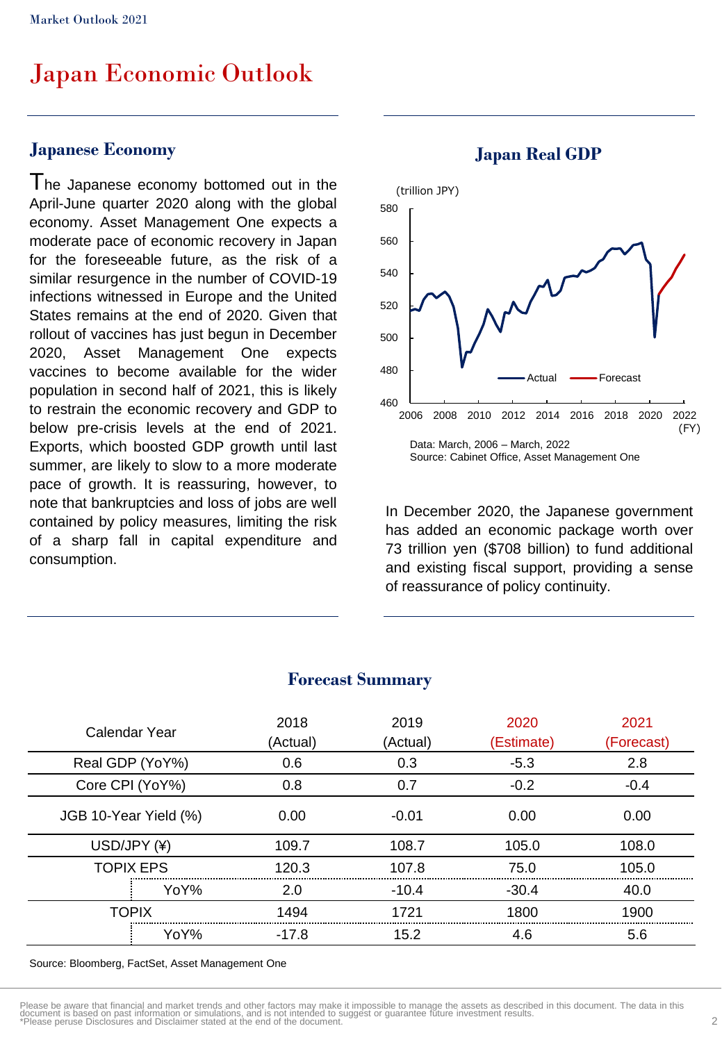# Japan Economic Outlook

## Japanese Economy

The Japanese economy bottomed out in the April-June quarter 2020 along with the global economy. Asset Management One expects a moderate pace of economic recovery in Japan for the foreseeable future, as the risk of a similar resurgence in the number of COVID-19 infections witnessed in Europe and the United States remains at the end of 2020. Given that rollout of vaccines has just begun in December 2020, Asset Management One expects vaccines to become available for the wider population in second half of 2021, this is likely to restrain the economic recovery and GDP to below pre-crisis levels at the end of 2021. Exports, which boosted GDP growth until last summer, are likely to slow to a more moderate pace of growth. It is reassuring, however, to note that bankruptcies and loss of jobs are well contained by policy measures, limiting the risk of a sharp fall in capital expenditure and consumption.

## Japan Real GDP

Data: March, 2006 – March, 2022
Source: Cabinet Office, Asset Management One

In December 2020, the Japanese government has added an economic package worth over 73 trillion yen ($708 billion) to fund additional and existing fiscal support, providing a sense of reassurance of policy continuity.

## Forecast Summary

| Calendar Year | | 2018 (Actual) | 2019 (Actual) | 2020 (Estimate) | 2021 (Forecast) |
|---|---|---|---|---|---|
| Real GDP (YoY%) | | 0.6 | 0.3 | -5.3 | 2.8 |
| Core CPI (YoY%) | | 0.8 | 0.7 | -0.2 | -0.4 |
| JGB 10-Year Yield (%) | | 0.00 | -0.01 | 0.00 | 0.00 |
| USD/JPY (¥) | | 109.7 | 108.7 | 105.0 | 108.0 |
| TOPIX EPS | | 120.3 | 107.8 | 75.0 | 105.0 |
| | YoY% | 2.0 | -10.4 | -30.4 | 40.0 |
| TOPIX | | 1494 | 1721 | 1800 | 1900 |
| | YoY% | -17.8 | 15.2 | 4.6 | 5.6 |

Source: Bloomberg, FactSet, Asset Management One

Please be aware that financial and market trends and other factors may make it impossible to manage the assets as described in this document. The data in this document is based on past information or simulations, and is not intended to suggest or guarantee future investment results.
*Please peruse Disclosures and Disclaimer stated at the end of the document.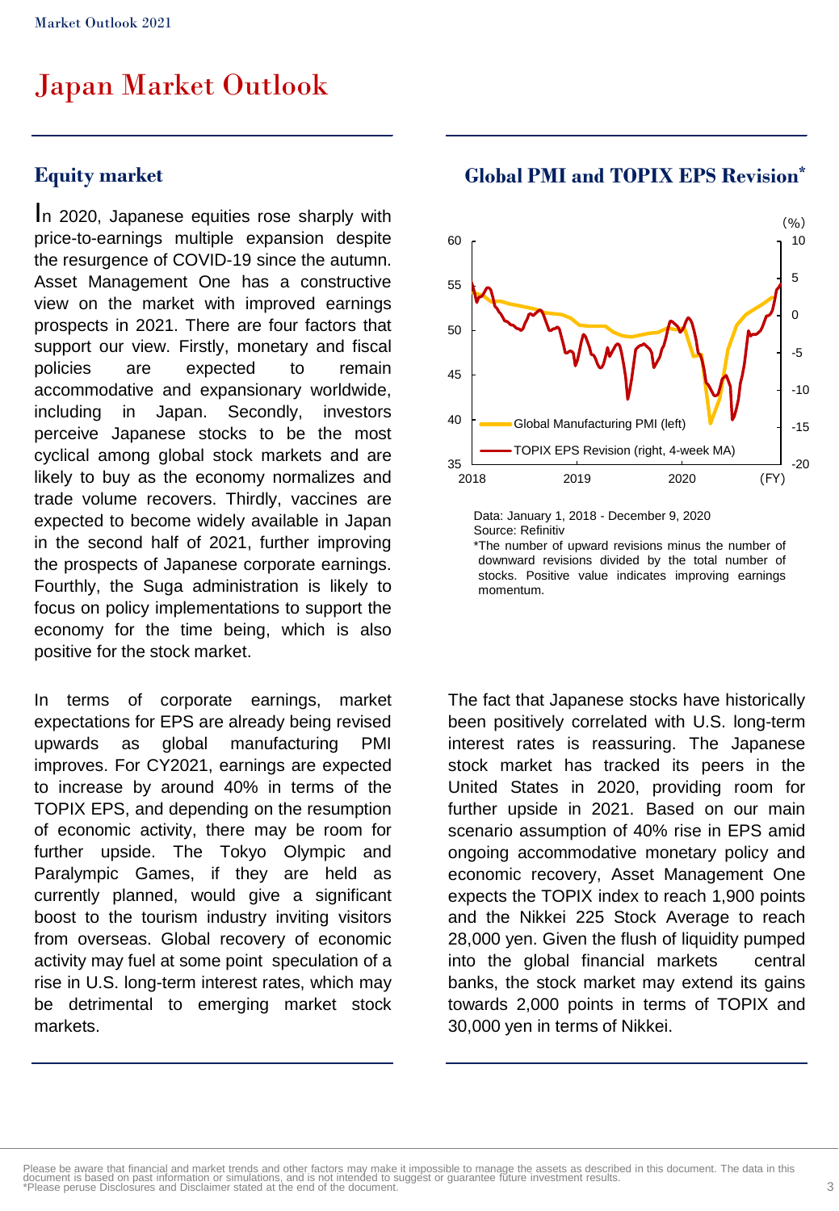# Japan Market Outlook

## Equity market

In 2020, Japanese equities rose sharply with price-to-earnings multiple expansion despite the resurgence of COVID-19 since the autumn. Asset Management One has a constructive view on the market with improved earnings prospects in 2021. There are four factors that support our view. Firstly, monetary and fiscal policies are expected to remain accommodative and expansionary worldwide, including in Japan. Secondly, investors perceive Japanese stocks to be the most cyclical among global stock markets and are likely to buy as the economy normalizes and trade volume recovers. Thirdly, vaccines are expected to become widely available in Japan in the second half of 2021, further improving the prospects of Japanese corporate earnings. Fourthly, the Suga administration is likely to focus on policy implementations to support the economy for the time being, which is also positive for the stock market.

In terms of corporate earnings, market expectations for EPS are already being revised upwards as global manufacturing PMI improves. For CY2021, earnings are expected to increase by around 40% in terms of the TOPIX EPS, and depending on the resumption of economic activity, there may be room for further upside. The Tokyo Olympic and Paralympic Games, if they are held as currently planned, would give a significant boost to the tourism industry inviting visitors from overseas. Global recovery of economic activity may fuel at some point speculation of a rise in U.S. long-term interest rates, which may be detrimental to emerging market stock markets.

### Global PMI and TOPIX EPS Revision*

Data: January 1, 2018 - December 9, 2020
Source: Refinitiv
*The number of upward revisions minus the number of downward revisions divided by the total number of stocks. Positive value indicates improving earnings momentum.

The fact that Japanese stocks have historically been positively correlated with U.S. long-term interest rates is reassuring. The Japanese stock market has tracked its peers in the United States in 2020, providing room for further upside in 2021. Based on our main scenario assumption of 40% rise in EPS amid ongoing accommodative monetary policy and economic recovery, Asset Management One expects the TOPIX index to reach 1,900 points and the Nikkei 225 Stock Average to reach 28,000 yen. Given the flush of liquidity pumped into the global financial markets central banks, the stock market may extend its gains towards 2,000 points in terms of TOPIX and 30,000 yen in terms of Nikkei.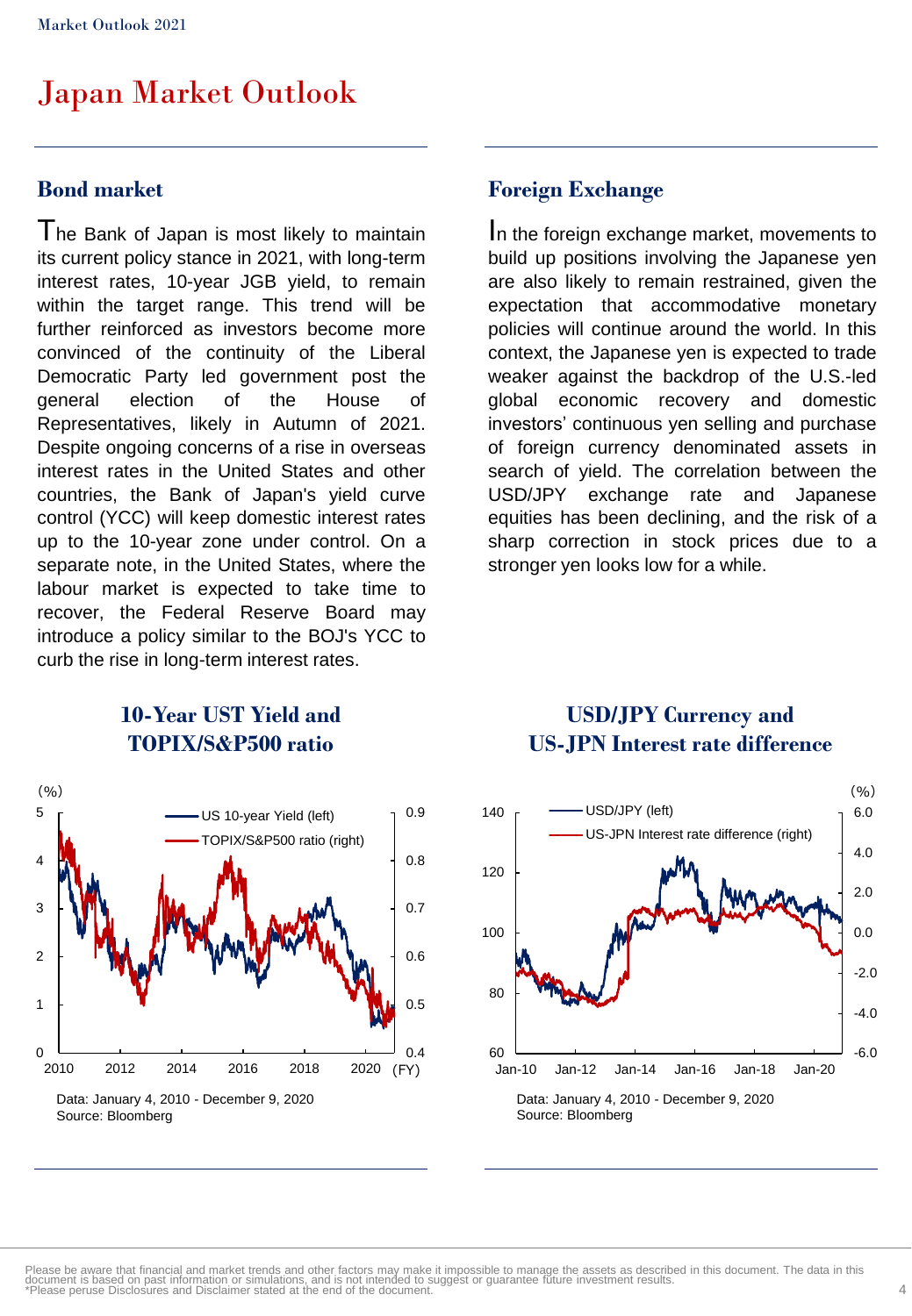# Japan Market Outlook

## Bond market

The Bank of Japan is most likely to maintain its current policy stance in 2021, with long-term interest rates, 10-year JGB yield, to remain within the target range. This trend will be further reinforced as investors become more convinced of the continuity of the Liberal Democratic Party led government post the general election of the House of Representatives, likely in Autumn of 2021. Despite ongoing concerns of a rise in overseas interest rates in the United States and other countries, the Bank of Japan's yield curve control (YCC) will keep domestic interest rates up to the 10-year zone under control. On a separate note, in the United States, where the labour market is expected to take time to recover, the Federal Reserve Board may introduce a policy similar to the BOJ's YCC to curb the rise in long-term interest rates.

## Foreign Exchange

In the foreign exchange market, movements to build up positions involving the Japanese yen are also likely to remain restrained, given the expectation that accommodative monetary policies will continue around the world. In this context, the Japanese yen is expected to trade weaker against the backdrop of the U.S.-led global economic recovery and domestic investors' continuous yen selling and purchase of foreign currency denominated assets in search of yield. The correlation between the USD/JPY exchange rate and Japanese equities has been declining, and the risk of a sharp correction in stock prices due to a stronger yen looks low for a while.

### 10-Year UST Yield and TOPIX/S&P500 ratio

Data: January 4, 2010 - December 9, 2020
Source: Bloomberg

### USD/JPY Currency and US-JPN Interest rate difference

Data: January 4, 2010 - December 9, 2020
Source: Bloomberg

Please be aware that financial and market trends and other factors may make it impossible to manage the assets as described in this document. The data in this document is based on past information or simulations, and is not intended to suggest or guarantee future investment results.
*Please peruse Disclosures and Disclaimer stated at the end of the document.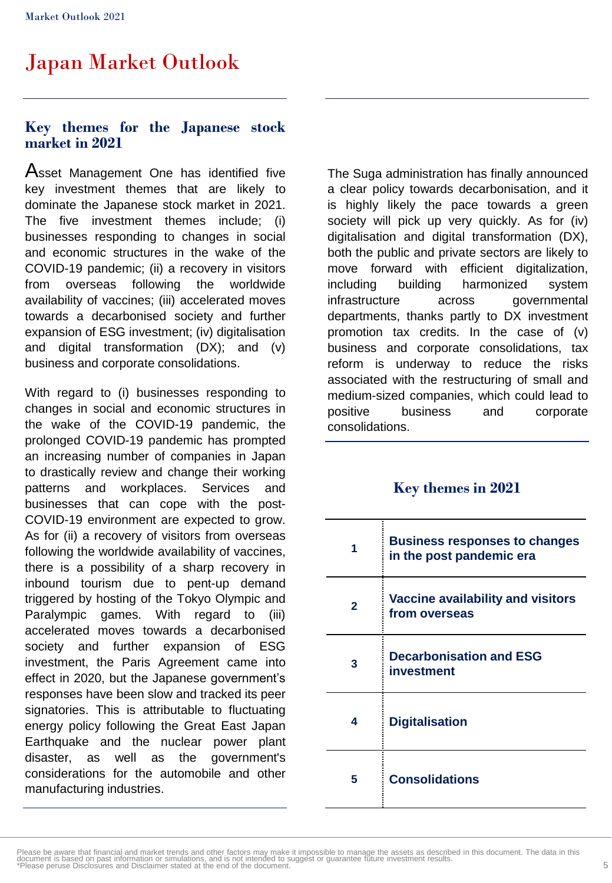# Japan Market Outlook

## Key themes for the Japanese stock market in 2021

Asset Management One has identified five key investment themes that are likely to dominate the Japanese stock market in 2021. The five investment themes include; (i) businesses responding to changes in social and economic structures in the wake of the COVID-19 pandemic; (ii) a recovery in visitors from overseas following the worldwide availability of vaccines; (iii) accelerated moves towards a decarbonised society and further expansion of ESG investment; (iv) digitalisation and digital transformation (DX); and (v) business and corporate consolidations.

With regard to (i) businesses responding to changes in social and economic structures in the wake of the COVID-19 pandemic, the prolonged COVID-19 pandemic has prompted an increasing number of companies in Japan to drastically review and change their working patterns and workplaces. Services and businesses that can cope with the post-COVID-19 environment are expected to grow. As for (ii) a recovery of visitors from overseas following the worldwide availability of vaccines, there is a possibility of a sharp recovery in inbound tourism due to pent-up demand triggered by hosting of the Tokyo Olympic and Paralympic games. With regard to (iii) accelerated moves towards a decarbonised society and further expansion of ESG investment, the Paris Agreement came into effect in 2020, but the Japanese government's responses have been slow and tracked its peer signatories. This is attributable to fluctuating energy policy following the Great East Japan Earthquake and the nuclear power plant disaster, as well as the government's considerations for the automobile and other manufacturing industries.

The Suga administration has finally announced a clear policy towards decarbonisation, and it is highly likely the pace towards a green society will pick up very quickly. As for (iv) digitalisation and digital transformation (DX), both the public and private sectors are likely to move forward with efficient digitalization, including building harmonized system infrastructure across governmental departments, thanks partly to DX investment promotion tax credits. In the case of (v) business and corporate consolidations, tax reform is underway to reduce the risks associated with the restructuring of small and medium-sized companies, which could lead to positive business and corporate consolidations.

### Key themes in 2021

| | |
|---|---|
| **1** | **Business responses to changes in the post pandemic era** |
| **2** | **Vaccine availability and visitors from overseas** |
| **3** | **Decarbonisation and ESG investment** |
| **4** | **Digitalisation** |
| **5** | **Consolidations** |

Please be aware that financial and market trends and other factors may make it impossible to manage the assets as described in this document. The data in this document is based on past information or simulations, and is not intended to suggest or guarantee future investment results.
*Please peruse Disclosures and Disclaimer stated at the end of the document.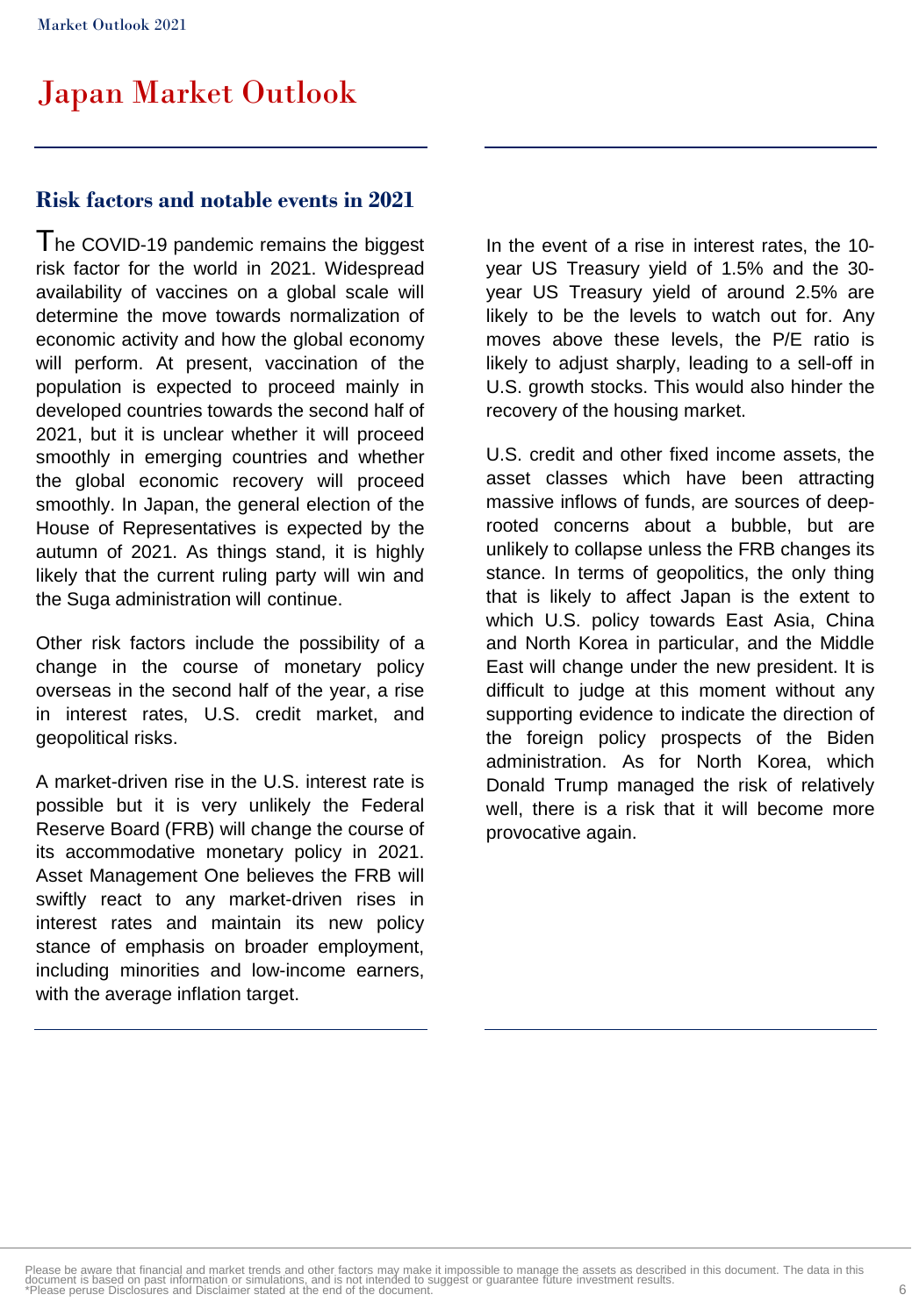# Japan Market Outlook

## Risk factors and notable events in 2021

The COVID-19 pandemic remains the biggest risk factor for the world in 2021. Widespread availability of vaccines on a global scale will determine the move towards normalization of economic activity and how the global economy will perform. At present, vaccination of the population is expected to proceed mainly in developed countries towards the second half of 2021, but it is unclear whether it will proceed smoothly in emerging countries and whether the global economic recovery will proceed smoothly. In Japan, the general election of the House of Representatives is expected by the autumn of 2021. As things stand, it is highly likely that the current ruling party will win and the Suga administration will continue.

Other risk factors include the possibility of a change in the course of monetary policy overseas in the second half of the year, a rise in interest rates, U.S. credit market, and geopolitical risks.

A market-driven rise in the U.S. interest rate is possible but it is very unlikely the Federal Reserve Board (FRB) will change the course of its accommodative monetary policy in 2021. Asset Management One believes the FRB will swiftly react to any market-driven rises in interest rates and maintain its new policy stance of emphasis on broader employment, including minorities and low-income earners, with the average inflation target.

In the event of a rise in interest rates, the 10-year US Treasury yield of 1.5% and the 30-year US Treasury yield of around 2.5% are likely to be the levels to watch out for. Any moves above these levels, the P/E ratio is likely to adjust sharply, leading to a sell-off in U.S. growth stocks. This would also hinder the recovery of the housing market.

U.S. credit and other fixed income assets, the asset classes which have been attracting massive inflows of funds, are sources of deep-rooted concerns about a bubble, but are unlikely to collapse unless the FRB changes its stance. In terms of geopolitics, the only thing that is likely to affect Japan is the extent to which U.S. policy towards East Asia, China and North Korea in particular, and the Middle East will change under the new president. It is difficult to judge at this moment without any supporting evidence to indicate the direction of the foreign policy prospects of the Biden administration. As for North Korea, which Donald Trump managed the risk of relatively well, there is a risk that it will become more provocative again.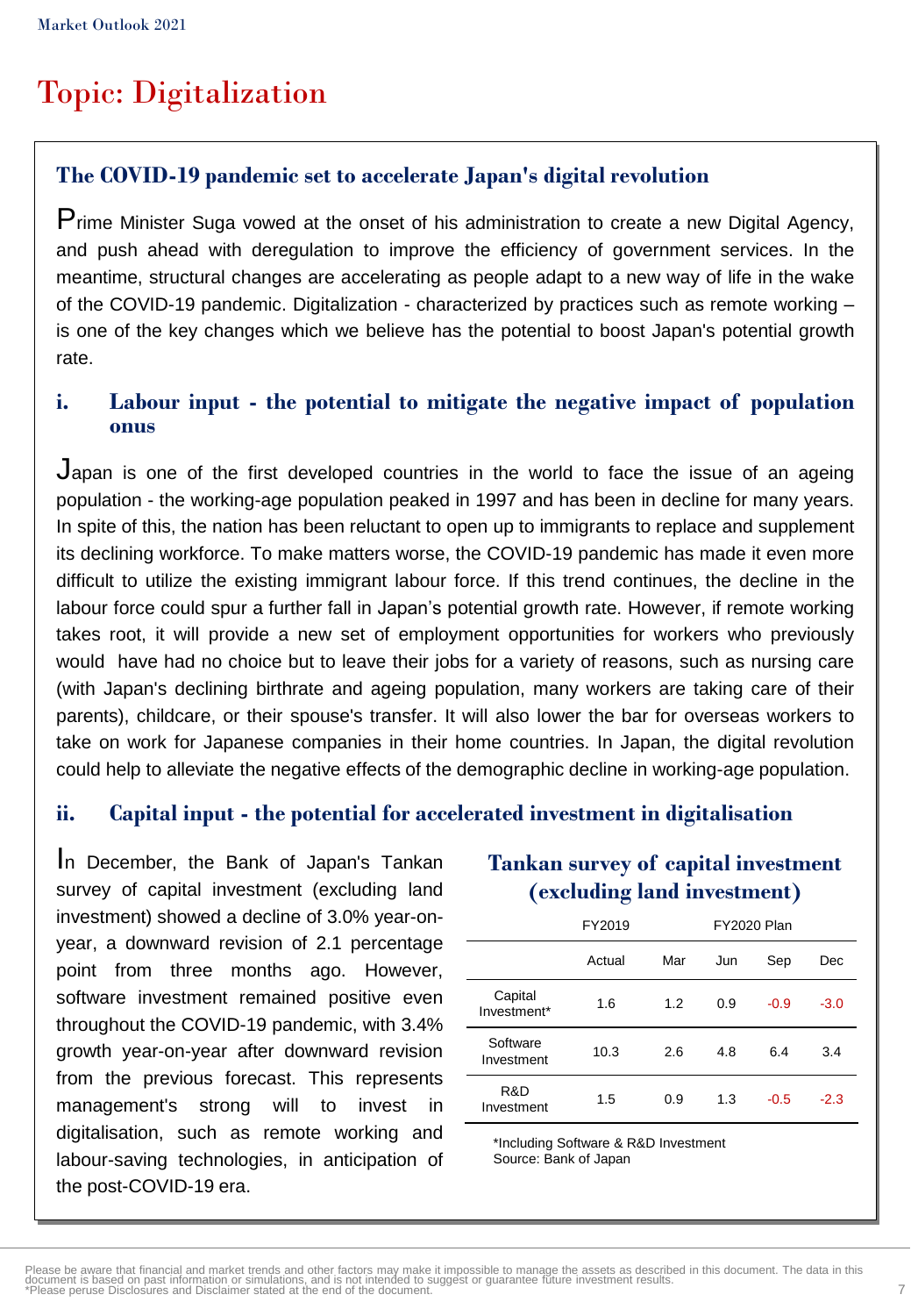# Topic: Digitalization

## The COVID-19 pandemic set to accelerate Japan's digital revolution

Prime Minister Suga vowed at the onset of his administration to create a new Digital Agency, and push ahead with deregulation to improve the efficiency of government services. In the meantime, structural changes are accelerating as people adapt to a new way of life in the wake of the COVID-19 pandemic. Digitalization - characterized by practices such as remote working – is one of the key changes which we believe has the potential to boost Japan's potential growth rate.

### i. Labour input - the potential to mitigate the negative impact of population onus

Japan is one of the first developed countries in the world to face the issue of an ageing population - the working-age population peaked in 1997 and has been in decline for many years. In spite of this, the nation has been reluctant to open up to immigrants to replace and supplement its declining workforce. To make matters worse, the COVID-19 pandemic has made it even more difficult to utilize the existing immigrant labour force. If this trend continues, the decline in the labour force could spur a further fall in Japan's potential growth rate. However, if remote working takes root, it will provide a new set of employment opportunities for workers who previously would have had no choice but to leave their jobs for a variety of reasons, such as nursing care (with Japan's declining birthrate and ageing population, many workers are taking care of their parents), childcare, or their spouse's transfer. It will also lower the bar for overseas workers to take on work for Japanese companies in their home countries. In Japan, the digital revolution could help to alleviate the negative effects of the demographic decline in working-age population.

### ii. Capital input - the potential for accelerated investment in digitalisation

In December, the Bank of Japan's Tankan survey of capital investment (excluding land investment) showed a decline of 3.0% year-on-year, a downward revision of 2.1 percentage point from three months ago. However, software investment remained positive even throughout the COVID-19 pandemic, with 3.4% growth year-on-year after downward revision from the previous forecast. This represents management's strong will to invest in digitalisation, such as remote working and labour-saving technologies, in anticipation of the post-COVID-19 era.

**Tankan survey of capital investment (excluding land investment)**

| | FY2019 | FY2020 Plan | | | |
|---|---|---|---|---|---|
| | Actual | Mar | Jun | Sep | Dec |
| Capital Investment* | 1.6 | 1.2 | 0.9 | -0.9 | -3.0 |
| Software Investment | 10.3 | 2.6 | 4.8 | 6.4 | 3.4 |
| R&D Investment | 1.5 | 0.9 | 1.3 | -0.5 | -2.3 |

*Including Software & R&D Investment
Source: Bank of Japan

Please be aware that financial and market trends and other factors may make it impossible to manage the assets as described in this document. The data in this document is based on past information or simulations, and is not intended to suggest or guarantee future investment results.
*Please peruse Disclosures and Disclaimer stated at the end of the document.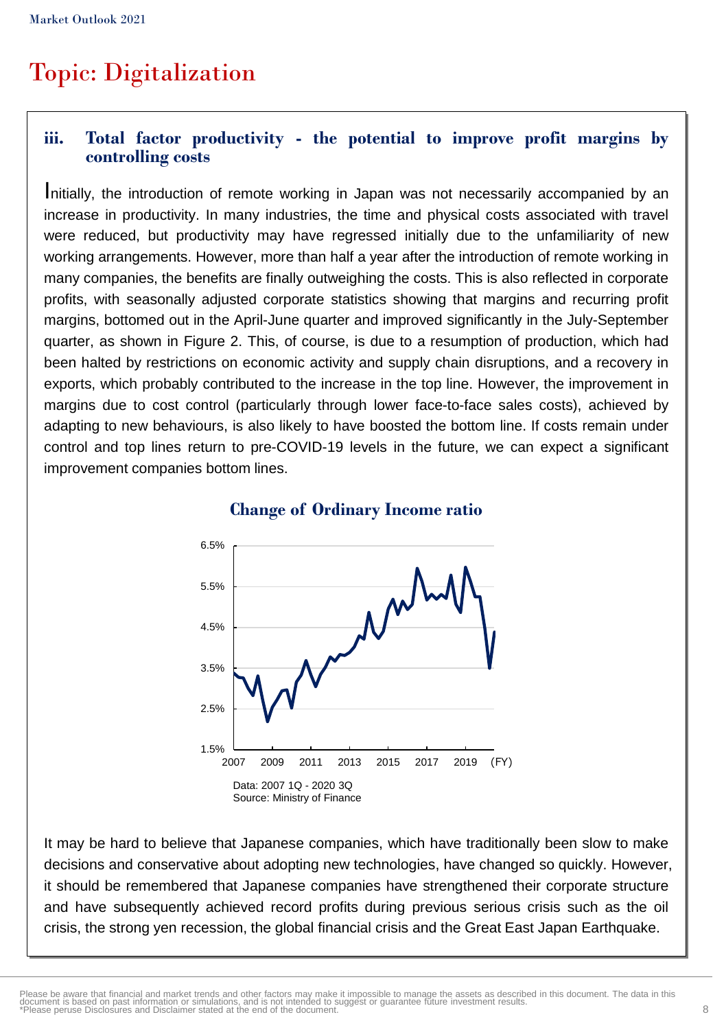# Topic: Digitalization

### iii. Total factor productivity - the potential to improve profit margins by controlling costs

Initially, the introduction of remote working in Japan was not necessarily accompanied by an increase in productivity. In many industries, the time and physical costs associated with travel were reduced, but productivity may have regressed initially due to the unfamiliarity of new working arrangements. However, more than half a year after the introduction of remote working in many companies, the benefits are finally outweighing the costs. This is also reflected in corporate profits, with seasonally adjusted corporate statistics showing that margins and recurring profit margins, bottomed out in the April-June quarter and improved significantly in the July-September quarter, as shown in Figure 2. This, of course, is due to a resumption of production, which had been halted by restrictions on economic activity and supply chain disruptions, and a recovery in exports, which probably contributed to the increase in the top line. However, the improvement in margins due to cost control (particularly through lower face-to-face sales costs), achieved by adapting to new behaviours, is also likely to have boosted the bottom line. If costs remain under control and top lines return to pre-COVID-19 levels in the future, we can expect a significant improvement companies bottom lines.

**Change of Ordinary Income ratio**

Data: 2007 1Q - 2020 3Q
Source: Ministry of Finance

It may be hard to believe that Japanese companies, which have traditionally been slow to make decisions and conservative about adopting new technologies, have changed so quickly. However, it should be remembered that Japanese companies have strengthened their corporate structure and have subsequently achieved record profits during previous serious crisis such as the oil crisis, the strong yen recession, the global financial crisis and the Great East Japan Earthquake.

Please be aware that financial and market trends and other factors may make it impossible to manage the assets as described in this document. The data in this document is based on past information or simulations, and is not intended to suggest or guarantee future investment results.
*Please peruse Disclosures and Disclaimer stated at the end of the document.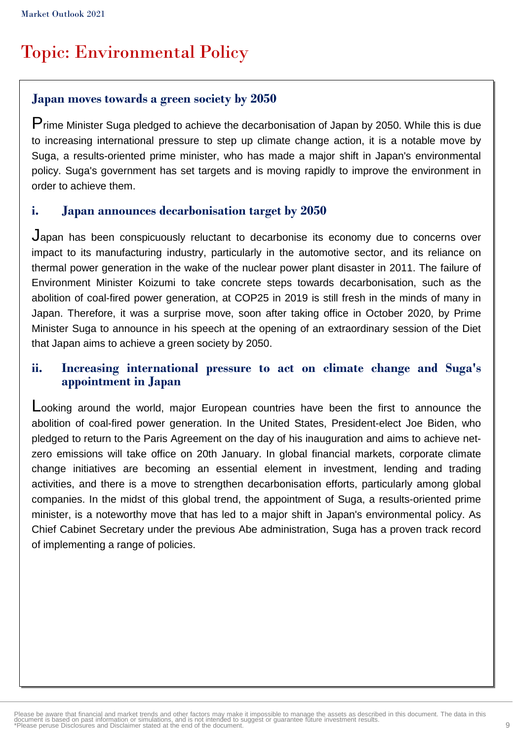# Topic: Environmental Policy

## Japan moves towards a green society by 2050

Prime Minister Suga pledged to achieve the decarbonisation of Japan by 2050. While this is due to increasing international pressure to step up climate change action, it is a notable move by Suga, a results-oriented prime minister, who has made a major shift in Japan's environmental policy. Suga's government has set targets and is moving rapidly to improve the environment in order to achieve them.

### i. Japan announces decarbonisation target by 2050

Japan has been conspicuously reluctant to decarbonise its economy due to concerns over impact to its manufacturing industry, particularly in the automotive sector, and its reliance on thermal power generation in the wake of the nuclear power plant disaster in 2011. The failure of Environment Minister Koizumi to take concrete steps towards decarbonisation, such as the abolition of coal-fired power generation, at COP25 in 2019 is still fresh in the minds of many in Japan. Therefore, it was a surprise move, soon after taking office in October 2020, by Prime Minister Suga to announce in his speech at the opening of an extraordinary session of the Diet that Japan aims to achieve a green society by 2050.

### ii. Increasing international pressure to act on climate change and Suga's appointment in Japan

Looking around the world, major European countries have been the first to announce the abolition of coal-fired power generation. In the United States, President-elect Joe Biden, who pledged to return to the Paris Agreement on the day of his inauguration and aims to achieve net-zero emissions will take office on 20th January. In global financial markets, corporate climate change initiatives are becoming an essential element in investment, lending and trading activities, and there is a move to strengthen decarbonisation efforts, particularly among global companies. In the midst of this global trend, the appointment of Suga, a results-oriented prime minister, is a noteworthy move that has led to a major shift in Japan's environmental policy. As Chief Cabinet Secretary under the previous Abe administration, Suga has a proven track record of implementing a range of policies.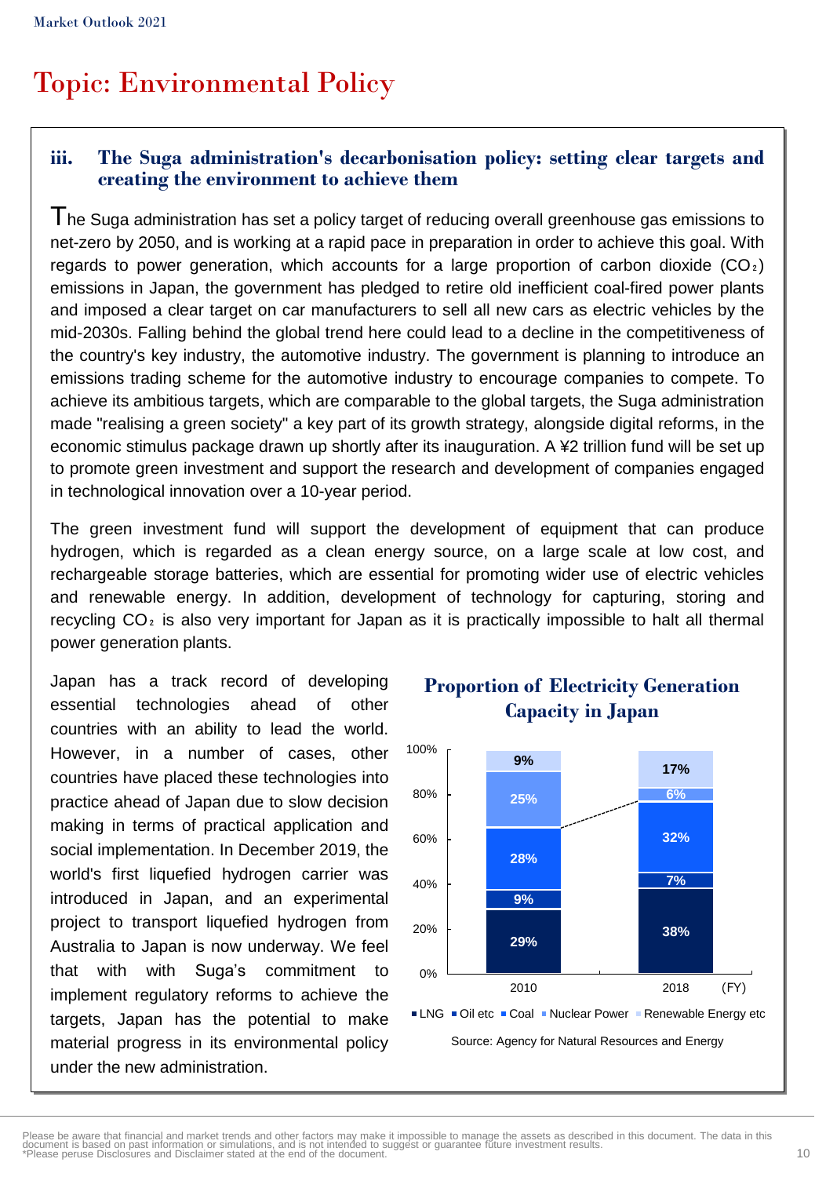# Topic: Environmental Policy

### iii. The Suga administration's decarbonisation policy: setting clear targets and creating the environment to achieve them

The Suga administration has set a policy target of reducing overall greenhouse gas emissions to net-zero by 2050, and is working at a rapid pace in preparation in order to achieve this goal. With regards to power generation, which accounts for a large proportion of carbon dioxide ($CO_2$) emissions in Japan, the government has pledged to retire old inefficient coal-fired power plants and imposed a clear target on car manufacturers to sell all new cars as electric vehicles by the mid-2030s. Falling behind the global trend here could lead to a decline in the competitiveness of the country's key industry, the automotive industry. The government is planning to introduce an emissions trading scheme for the automotive industry to encourage companies to compete. To achieve its ambitious targets, which are comparable to the global targets, the Suga administration made "realising a green society" a key part of its growth strategy, alongside digital reforms, in the economic stimulus package drawn up shortly after its inauguration. A ¥2 trillion fund will be set up to promote green investment and support the research and development of companies engaged in technological innovation over a 10-year period.

The green investment fund will support the development of equipment that can produce hydrogen, which is regarded as a clean energy source, on a large scale at low cost, and rechargeable storage batteries, which are essential for promoting wider use of electric vehicles and renewable energy. In addition, development of technology for capturing, storing and recycling $CO_2$ is also very important for Japan as it is practically impossible to halt all thermal power generation plants.

Japan has a track record of developing essential technologies ahead of other countries with an ability to lead the world. However, in a number of cases, other countries have placed these technologies into practice ahead of Japan due to slow decision making in terms of practical application and social implementation. In December 2019, the world's first liquefied hydrogen carrier was introduced in Japan, and an experimental project to transport liquefied hydrogen from Australia to Japan is now underway. We feel that with with Suga's commitment to implement regulatory reforms to achieve the targets, Japan has the potential to make material progress in its environmental policy under the new administration.

**Proportion of Electricity Generation Capacity in Japan**

| (FY) | LNG | Oil etc | Coal | Nuclear Power | Renewable Energy etc |
|---|---|---|---|---|---|
| 2010 | 29% | 9% | 28% | 25% | 9% |
| 2018 | 38% | 7% | 32% | 6% | 17% |

Source: Agency for Natural Resources and Energy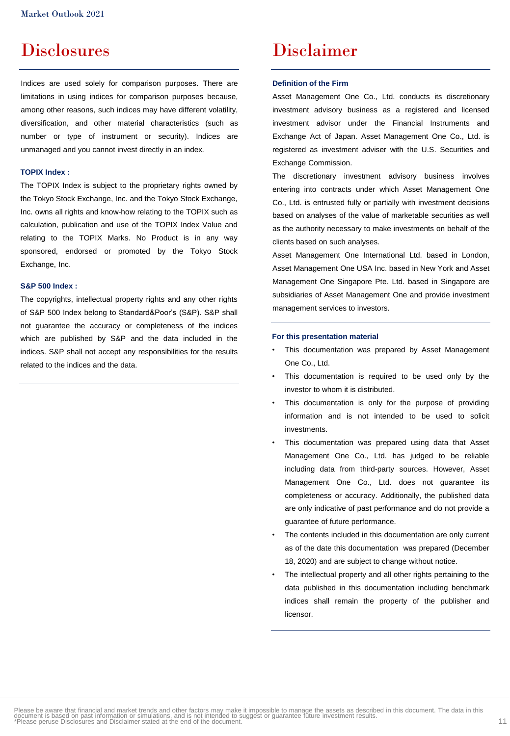# Disclosures

Indices are used solely for comparison purposes. There are limitations in using indices for comparison purposes because, among other reasons, such indices may have different volatility, diversification, and other material characteristics (such as number or type of instrument or security). Indices are unmanaged and you cannot invest directly in an index.

**TOPIX Index :**

The TOPIX Index is subject to the proprietary rights owned by the Tokyo Stock Exchange, Inc. and the Tokyo Stock Exchange, Inc. owns all rights and know-how relating to the TOPIX such as calculation, publication and use of the TOPIX Index Value and relating to the TOPIX Marks. No Product is in any way sponsored, endorsed or promoted by the Tokyo Stock Exchange, Inc.

**S&P 500 Index :**

The copyrights, intellectual property rights and any other rights of S&P 500 Index belong to Standard&Poor's (S&P). S&P shall not guarantee the accuracy or completeness of the indices which are published by S&P and the data included in the indices. S&P shall not accept any responsibilities for the results related to the indices and the data.

# Disclaimer

**Definition of the Firm**

Asset Management One Co., Ltd. conducts its discretionary investment advisory business as a registered and licensed investment advisor under the Financial Instruments and Exchange Act of Japan. Asset Management One Co., Ltd. is registered as investment adviser with the U.S. Securities and Exchange Commission.

The discretionary investment advisory business involves entering into contracts under which Asset Management One Co., Ltd. is entrusted fully or partially with investment decisions based on analyses of the value of marketable securities as well as the authority necessary to make investments on behalf of the clients based on such analyses.

Asset Management One International Ltd. based in London, Asset Management One USA Inc. based in New York and Asset Management One Singapore Pte. Ltd. based in Singapore are subsidiaries of Asset Management One and provide investment management services to investors.

**For this presentation material**

- This documentation was prepared by Asset Management One Co., Ltd.
- This documentation is required to be used only by the investor to whom it is distributed.
- This documentation is only for the purpose of providing information and is not intended to be used to solicit investments.
- This documentation was prepared using data that Asset Management One Co., Ltd. has judged to be reliable including data from third-party sources. However, Asset Management One Co., Ltd. does not guarantee its completeness or accuracy. Additionally, the published data are only indicative of past performance and do not provide a guarantee of future performance.
- The contents included in this documentation are only current as of the date this documentation was prepared (December 18, 2020) and are subject to change without notice.
- The intellectual property and all other rights pertaining to the data published in this documentation including benchmark indices shall remain the property of the publisher and licensor.

Please be aware that financial and market trends and other factors may make it impossible to manage the assets as described in this document. The data in this document is based on past information or simulations, and is not intended to suggest or guarantee future investment results.
*Please peruse Disclosures and Disclaimer stated at the end of the document.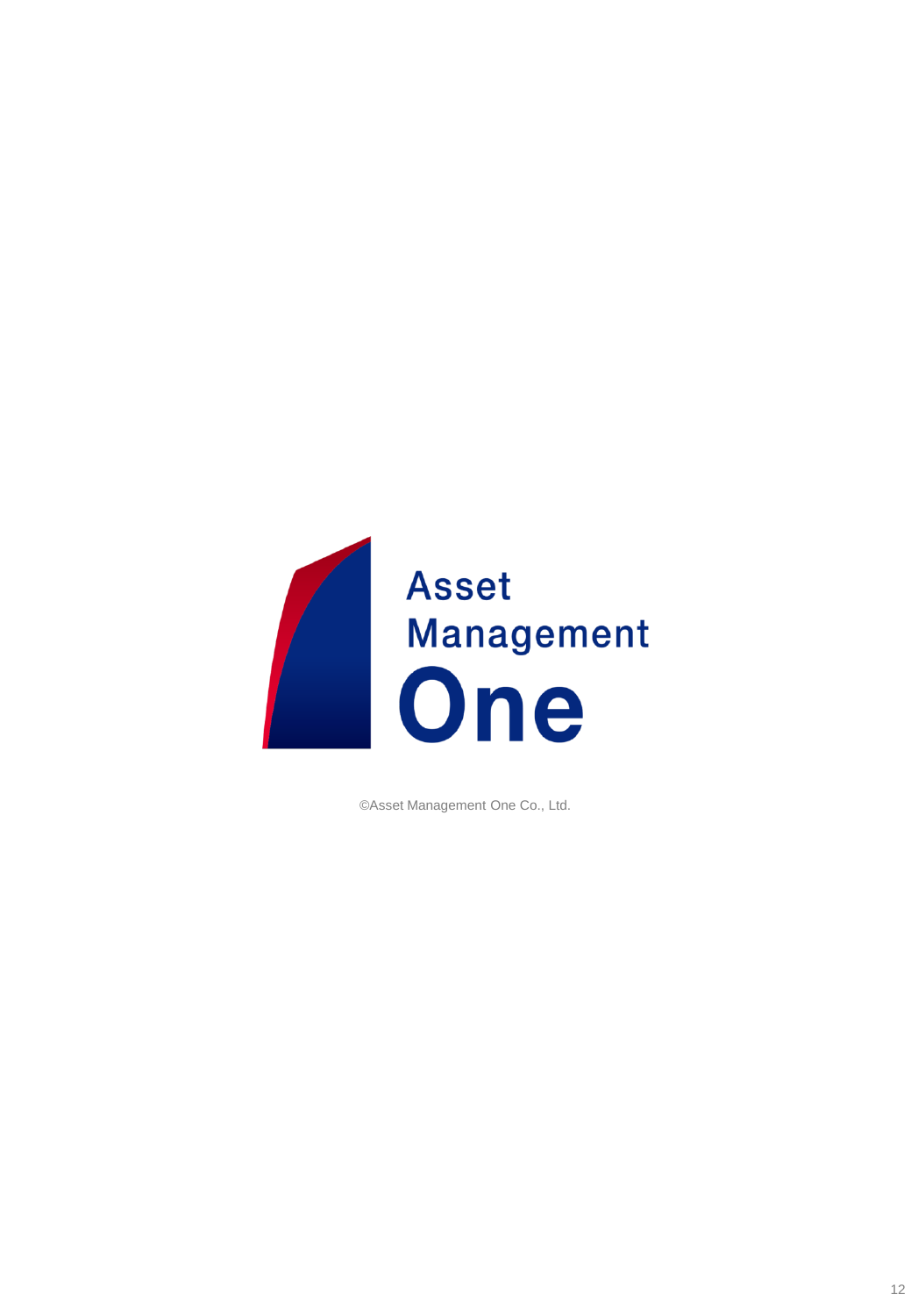Asset Management One

©Asset Management One Co., Ltd.